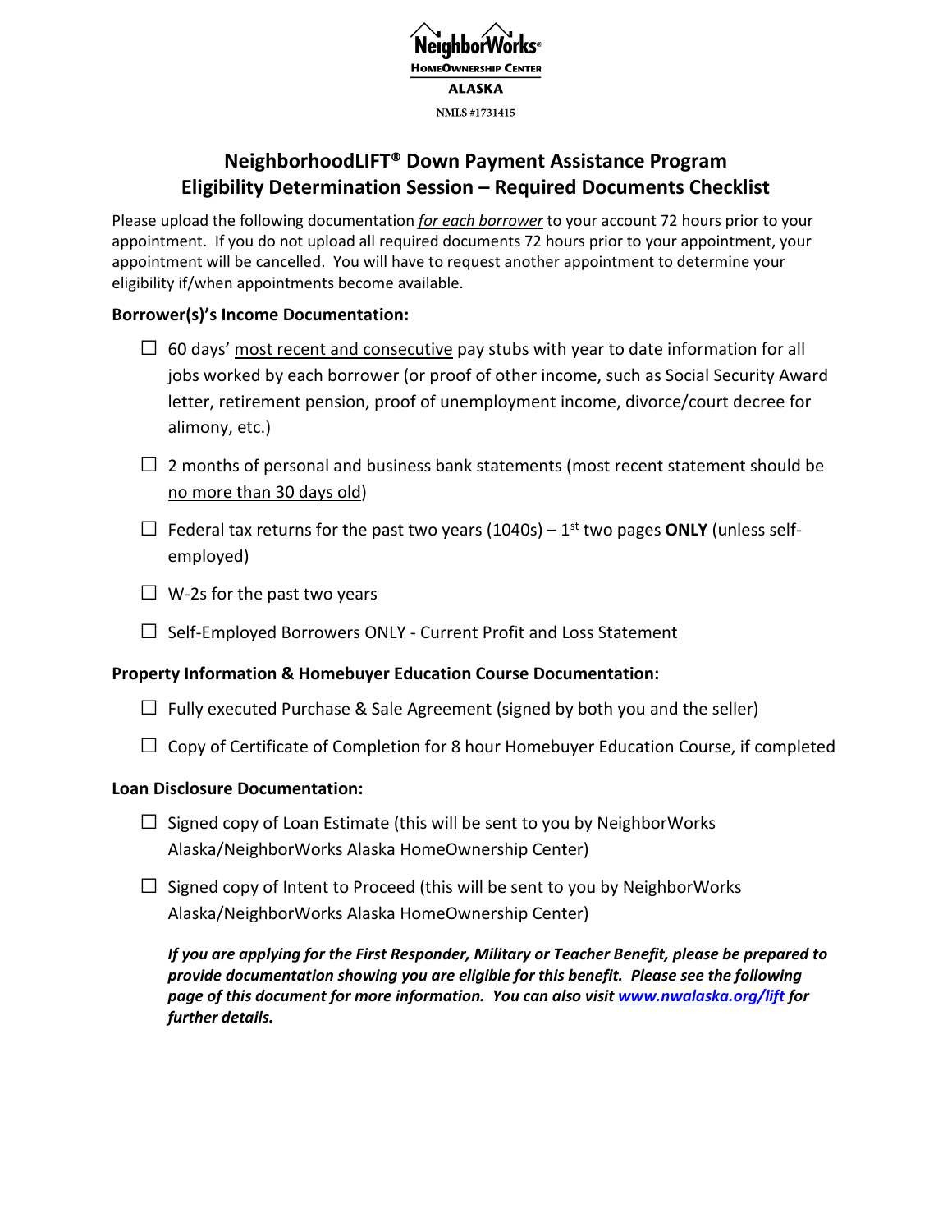NeighborWorks® HomeOwnership Center ALASKA

NMLS #1731415

# NeighborhoodLIFT® Down Payment Assistance Program
## Eligibility Determination Session – Required Documents Checklist

Please upload the following documentation *for each borrower* to your account 72 hours prior to your appointment. If you do not upload all required documents 72 hours prior to your appointment, your appointment will be cancelled. You will have to request another appointment to determine your eligibility if/when appointments become available.

**Borrower(s)'s Income Documentation:**

- ☐ 60 days' most recent and consecutive pay stubs with year to date information for all jobs worked by each borrower (or proof of other income, such as Social Security Award letter, retirement pension, proof of unemployment income, divorce/court decree for alimony, etc.)
- ☐ 2 months of personal and business bank statements (most recent statement should be no more than 30 days old)
- ☐ Federal tax returns for the past two years (1040s) – 1st two pages **ONLY** (unless self-employed)
- ☐ W-2s for the past two years
- ☐ Self-Employed Borrowers ONLY - Current Profit and Loss Statement

**Property Information & Homebuyer Education Course Documentation:**

- ☐ Fully executed Purchase & Sale Agreement (signed by both you and the seller)
- ☐ Copy of Certificate of Completion for 8 hour Homebuyer Education Course, if completed

**Loan Disclosure Documentation:**

- ☐ Signed copy of Loan Estimate (this will be sent to you by NeighborWorks Alaska/NeighborWorks Alaska HomeOwnership Center)
- ☐ Signed copy of Intent to Proceed (this will be sent to you by NeighborWorks Alaska/NeighborWorks Alaska HomeOwnership Center)

***If you are applying for the First Responder, Military or Teacher Benefit, please be prepared to provide documentation showing you are eligible for this benefit. Please see the following page of this document for more information. You can also visit www.nwalaska.org/lift for further details.***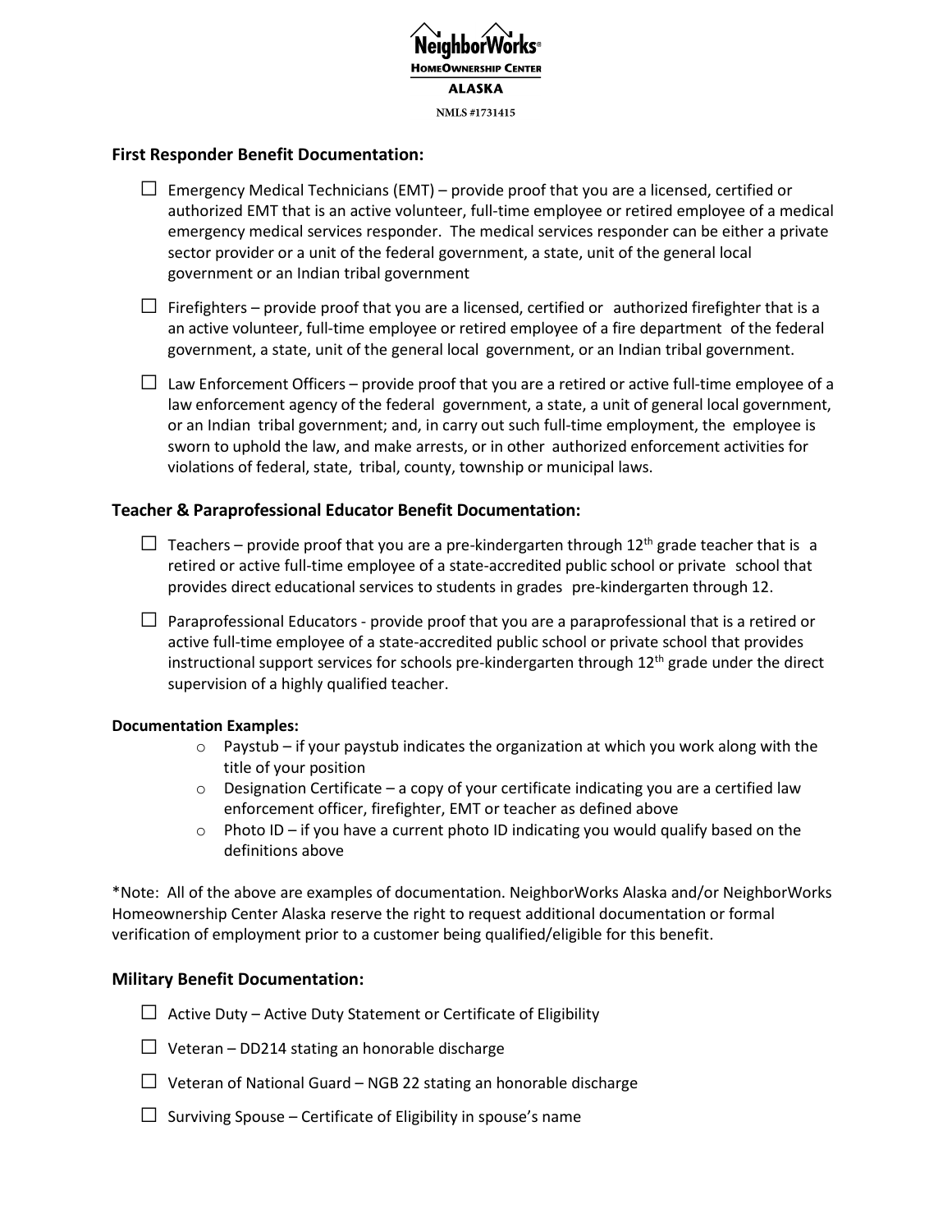NeighborWorks®
HomeOwnership Center
ALASKA
NMLS #1731415

## First Responder Benefit Documentation:

- ☐ Emergency Medical Technicians (EMT) – provide proof that you are a licensed, certified or authorized EMT that is an active volunteer, full-time employee or retired employee of a medical emergency medical services responder. The medical services responder can be either a private sector provider or a unit of the federal government, a state, unit of the general local government or an Indian tribal government
- ☐ Firefighters – provide proof that you are a licensed, certified or authorized firefighter that is a an active volunteer, full-time employee or retired employee of a fire department of the federal government, a state, unit of the general local government, or an Indian tribal government.
- ☐ Law Enforcement Officers – provide proof that you are a retired or active full-time employee of a law enforcement agency of the federal government, a state, a unit of general local government, or an Indian tribal government; and, in carry out such full-time employment, the employee is sworn to uphold the law, and make arrests, or in other authorized enforcement activities for violations of federal, state, tribal, county, township or municipal laws.

## Teacher & Paraprofessional Educator Benefit Documentation:

- ☐ Teachers – provide proof that you are a pre-kindergarten through 12th grade teacher that is a retired or active full-time employee of a state-accredited public school or private school that provides direct educational services to students in grades pre-kindergarten through 12.
- ☐ Paraprofessional Educators - provide proof that you are a paraprofessional that is a retired or active full-time employee of a state-accredited public school or private school that provides instructional support services for schools pre-kindergarten through 12th grade under the direct supervision of a highly qualified teacher.

**Documentation Examples:**

- Paystub – if your paystub indicates the organization at which you work along with the title of your position
- Designation Certificate – a copy of your certificate indicating you are a certified law enforcement officer, firefighter, EMT or teacher as defined above
- Photo ID – if you have a current photo ID indicating you would qualify based on the definitions above

*Note: All of the above are examples of documentation. NeighborWorks Alaska and/or NeighborWorks Homeownership Center Alaska reserve the right to request additional documentation or formal verification of employment prior to a customer being qualified/eligible for this benefit.

## Military Benefit Documentation:

- ☐ Active Duty – Active Duty Statement or Certificate of Eligibility
- ☐ Veteran – DD214 stating an honorable discharge
- ☐ Veteran of National Guard – NGB 22 stating an honorable discharge
- ☐ Surviving Spouse – Certificate of Eligibility in spouse's name